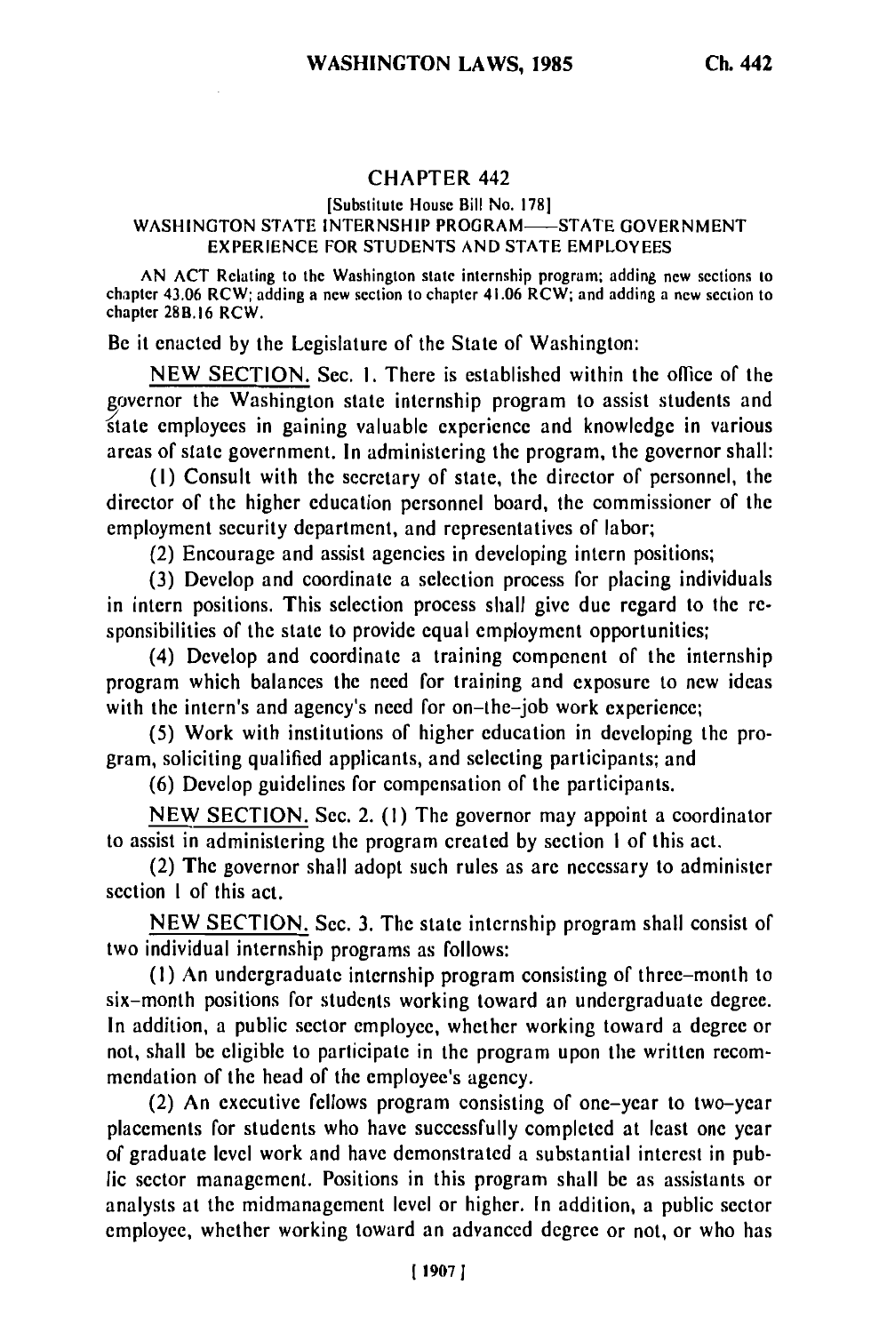## CHAPTER 442

[Substitute House Bill No. 178]

WASHINGTON STATE INTERNSHIP PROGRAM——STATE GOVERNMENT EXPERIENCE FOR STUDENTS AND STATE EMPLOYEES

AN ACT Relating to the Washington state internship program; adding new sections to chapter 43.06 RCW; adding a new section to chapter 41.06 RCW; and adding a new section to chapter 28B.16 RCW.

Be it enacted by the Legislature of the State of Washington:

NEW SECTION. Sec. 1. There is established within the office of the governor the Washington state internship program to assist students and state employees in gaining valuable experience and knowledge in various areas of state government. In administering the program, the governor shall:

(1) Consult with the secretary of state, the director of personnel, the director of the higher education personnel board, the commissioner of the employment security department, and representatives of labor;

(2) Encourage and assist agencies in developing intern positions;

(3) Develop and coordinate a selection process for placing individuals in intern positions. This selection process shall give due regard to the responsibilities of the state to provide equal employment opportunities;

(4) Develop and coordinate a training component of the internship program which balances the need for training and exposure to new ideas with the intern's and agency's need for on-the-job work experience;

(5) Work with institutions of higher education in developing the program, soliciting qualified applicants, and selecting participants; and

(6) Develop guidelines for compensation of the participants.

NEW SECTION. Sec. 2. (1) The governor may appoint a coordinator to assist in administering the program created by section 1 of this act.

(2) The governor shall adopt such rules as are necessary to administer section 1 of this act.

NEW SECTION. Sec. 3. The state internship program shall consist of two individual internship programs as follows:

(1) An undergraduate internship program consisting of three-month to six-month positions for students working toward an undergraduate degree. In addition, a public sector employee, whether working toward a degree or not, shall be eligible to participate in the program upon the written recommendation of the head of the employee's agency.

(2) An executive fellows program consisting of one-year to two-year placements for students who have successfully completed at least one year of graduate level work and have demonstrated a substantial interest in public sector management. Positions in this program shall be as assistants or analysts at the midmanagement level or higher. In addition, a public sector employee, whether working toward an advanced degree or not, or who has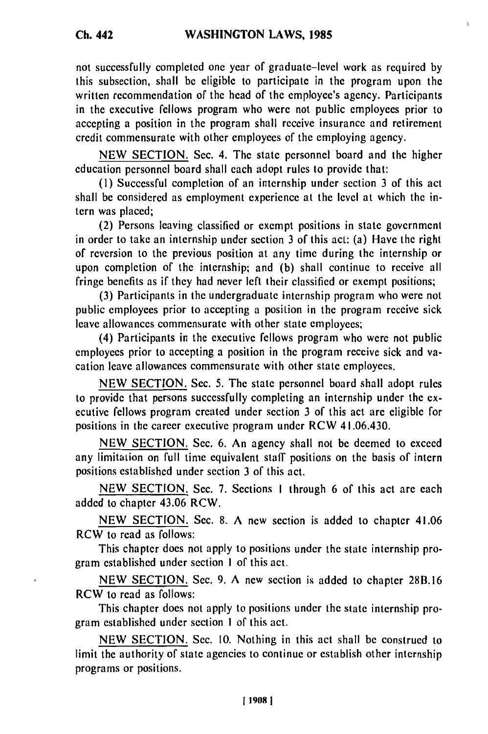not successfully completed one year of graduate-level work as required by this subsection, shall be eligible to participate in the program upon the written recommendation of the head of the employee's agency. Participants in the executive fellows program who were not public employees prior to accepting a position in the program shall receive insurance and retirement credit commensurate with other employees of the employing agency.

NEW SECTION. Sec. 4. The state personnel board and the higher education personnel board shall each adopt rules to provide that:

(1) Successful completion of an internship under section 3 of this act shall be considered as employment experience at the level at which the intern was placed;

(2) Persons leaving classified or exempt positions in state government in order to take an internship under section 3 of this act: (a) Have the right of reversion to the previous position at any time during the internship or upon completion of the internship; and (b) shall continue to receive all fringe benefits as if they had never left their classified or exempt positions;

(3) Participants in the undergraduate internship program who were not public employees prior to accepting a position in the program receive sick leave allowances commensurate with other state employees;

(4) Participants in the executive fellows program who were not public employees prior to accepting a position in the program receive sick and vacation leave allowances commensurate with other state employees.

NEW SECTION. Sec. 5. The state personnel board shall adopt rules to provide that persons successfully completing an internship under the executive fellows program created under section 3 of this act are eligible for positions in the career executive program under RCW 41.06.430.

NEW SECTION. Sec. 6. An agency shall not be deemed to exceed any limitation on full time equivalent staff positions on the basis of intern positions established under section 3 of this act.

NEW SECTION. Sec. 7. Sections 1 through 6 of this act are each added to chapter 43.06 RCW.

NEW SECTION. Sec. 8. A new section is added to chapter 41.06 RCW to read as follows:

This chapter does not apply to positions under the state internship program established under section 1 of this act.

NEW SECTION. Sec. 9. A new section is added to chapter 28B.16 RCW to read as follows:

This chapter does not apply to positions under the state internship program established under section 1 of this act.

NEW SECTION. Sec. 10. Nothing in this act shall be construed to limit the authority of state agencies to continue or establish other internship programs or positions.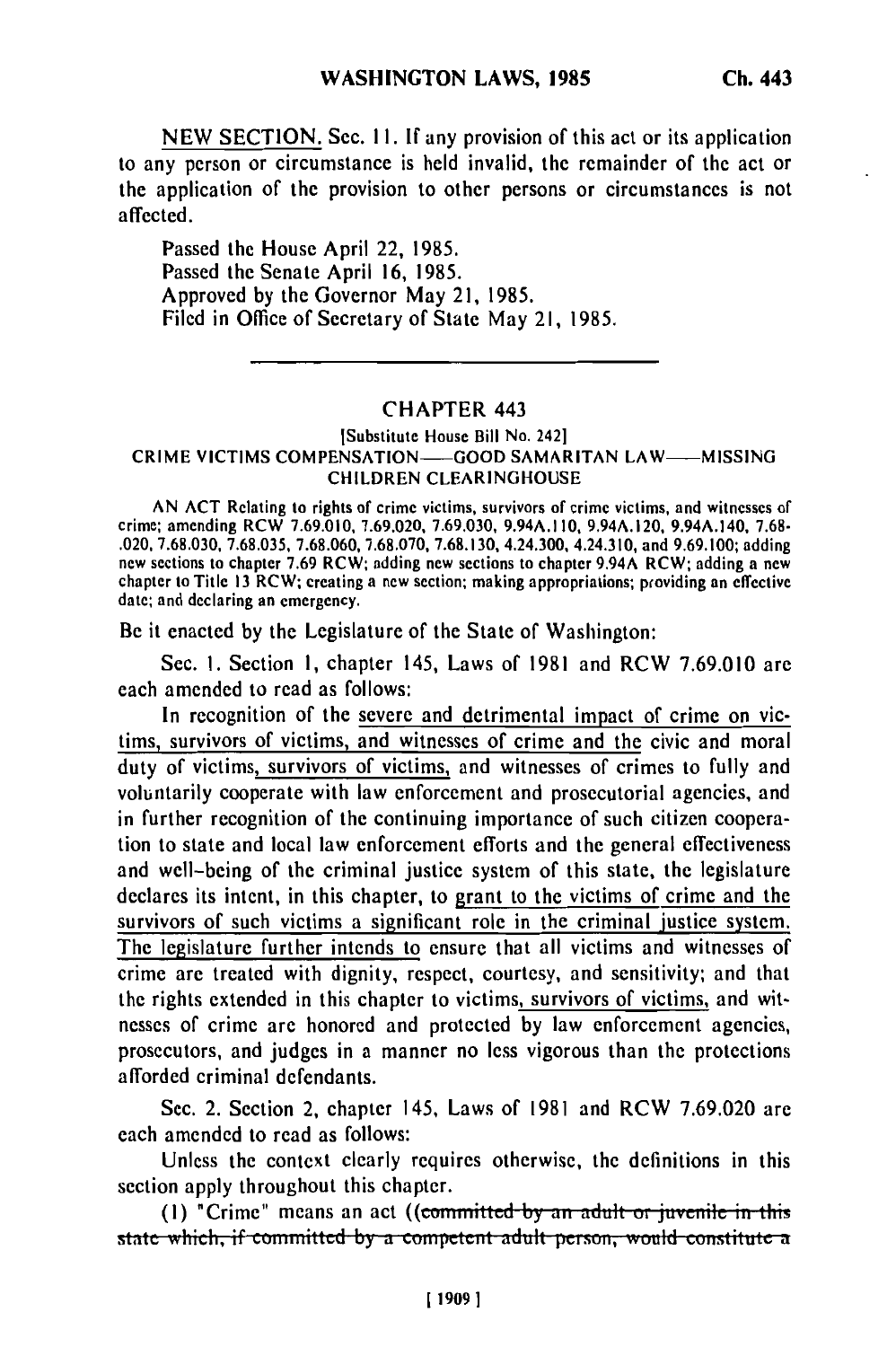NEW SECTION. Sec. 11. If any provision of this act or its application to any person or circumstance is held invalid, the remainder of the act or the application of the provision to other persons or circumstances is not affected.

Passed the House April 22, 1985.
Passed the Senate April 16, 1985.
Approved by the Governor May 21, 1985.
Filed in Office of Secretary of State May 21, 1985.

---

## CHAPTER 443

[Substitute House Bill No. 242]

### CRIME VICTIMS COMPENSATION—GOOD SAMARITAN LAW—MISSING CHILDREN CLEARINGHOUSE

AN ACT Relating to rights of crime victims, survivors of crime victims, and witnesses of crime; amending RCW 7.69.010, 7.69.020, 7.69.030, 9.94A.110, 9.94A.120, 9.94A.140, 7.68.020, 7.68.030, 7.68.035, 7.68.060, 7.68.070, 7.68.130, 4.24.300, 4.24.310, and 9.69.100; adding new sections to chapter 7.69 RCW; adding new sections to chapter 9.94A RCW; adding a new chapter to Title 13 RCW; creating a new section; making appropriations; providing an effective date; and declaring an emergency.

Be it enacted by the Legislature of the State of Washington:

Sec. 1. Section 1, chapter 145, Laws of 1981 and RCW 7.69.010 are each amended to read as follows:

In recognition of the severe and detrimental impact of crime on victims, survivors of victims, and witnesses of crime and the civic and moral duty of victims, survivors of victims, and witnesses of crimes to fully and voluntarily cooperate with law enforcement and prosecutorial agencies, and in further recognition of the continuing importance of such citizen cooperation to state and local law enforcement efforts and the general effectiveness and well-being of the criminal justice system of this state, the legislature declares its intent, in this chapter, to grant to the victims of crime and the survivors of such victims a significant role in the criminal justice system. The legislature further intends to ensure that all victims and witnesses of crime are treated with dignity, respect, courtesy, and sensitivity; and that the rights extended in this chapter to victims, survivors of victims, and witnesses of crime are honored and protected by law enforcement agencies, prosecutors, and judges in a manner no less vigorous than the protections afforded criminal defendants.

Sec. 2. Section 2, chapter 145, Laws of 1981 and RCW 7.69.020 are each amended to read as follows:

Unless the context clearly requires otherwise, the definitions in this section apply throughout this chapter.

(1) "Crime" means an act ((committed by an adult or juvenile in this state which, if committed by a competent adult person, would constitute a